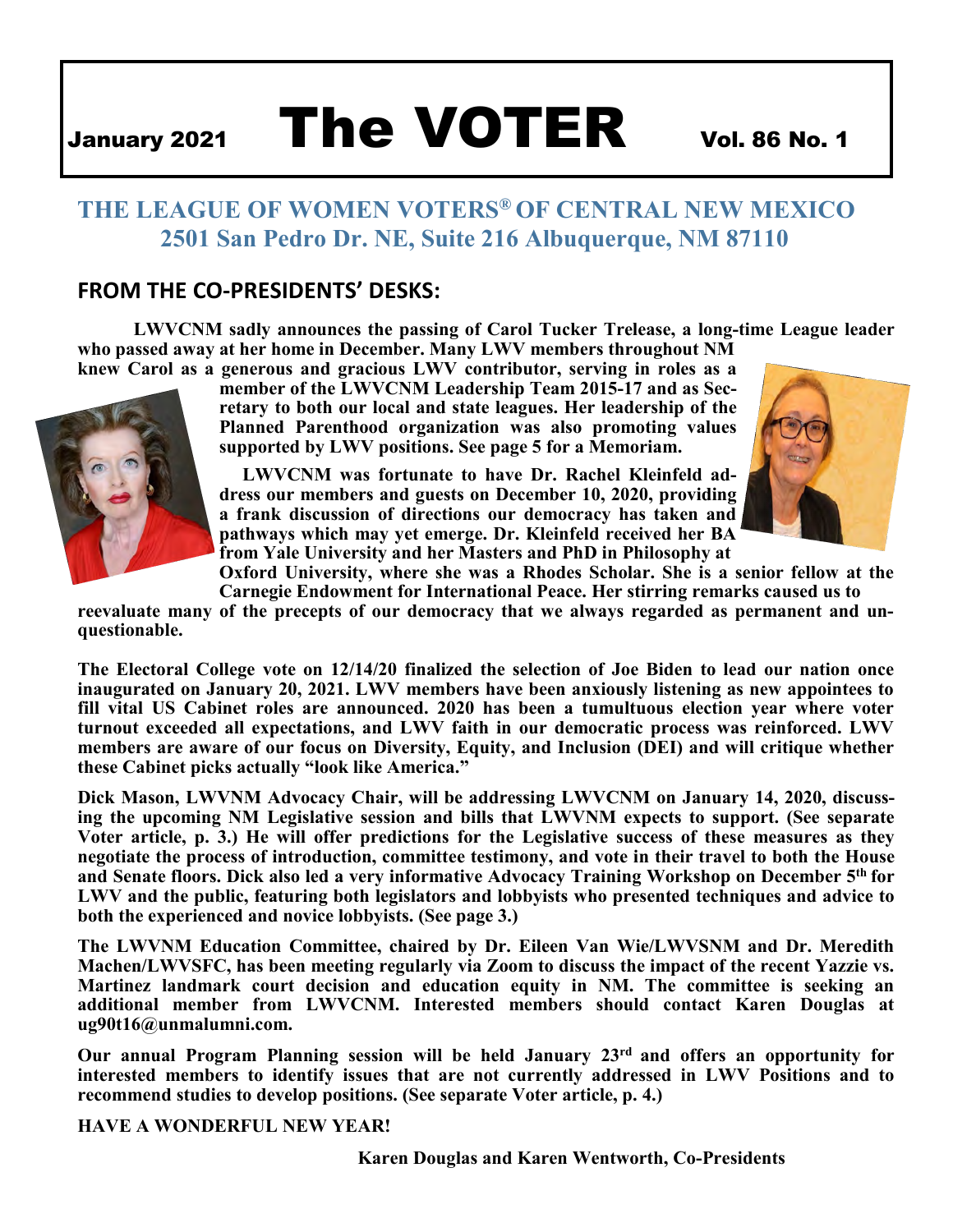# January 2021 The VOTER Vol. 86 No. 1

## THE LEAGUE OF WOMEN VOTERS® OF CENTRAL NEW MEXICO
## 2501 San Pedro Dr. NE, Suite 216 Albuquerque, NM 87110

### FROM THE CO-PRESIDENTS' DESKS:

**LWVCNM sadly announces the passing of Carol Tucker Trelease, a long-time League leader who passed away at her home in December. Many LWV members throughout NM knew Carol as a generous and gracious LWV contributor, serving in roles as a member of the LWVCNM Leadership Team 2015-17 and as Secretary to both our local and state leagues. Her leadership of the Planned Parenthood organization was also promoting values supported by LWV positions. See page 5 for a Memoriam.**

**LWVCNM was fortunate to have Dr. Rachel Kleinfeld address our members and guests on December 10, 2020, providing a frank discussion of directions our democracy has taken and pathways which may yet emerge. Dr. Kleinfeld received her BA from Yale University and her Masters and PhD in Philosophy at Oxford University, where she was a Rhodes Scholar. She is a senior fellow at the Carnegie Endowment for International Peace. Her stirring remarks caused us to reevaluate many of the precepts of our democracy that we always regarded as permanent and unquestionable.**

**The Electoral College vote on 12/14/20 finalized the selection of Joe Biden to lead our nation once inaugurated on January 20, 2021. LWV members have been anxiously listening as new appointees to fill vital US Cabinet roles are announced. 2020 has been a tumultuous election year where voter turnout exceeded all expectations, and LWV faith in our democratic process was reinforced. LWV members are aware of our focus on Diversity, Equity, and Inclusion (DEI) and will critique whether these Cabinet picks actually "look like America."**

**Dick Mason, LWVNM Advocacy Chair, will be addressing LWVCNM on January 14, 2020, discussing the upcoming NM Legislative session and bills that LWVNM expects to support. (See separate Voter article, p. 3.) He will offer predictions for the Legislative success of these measures as they negotiate the process of introduction, committee testimony, and vote in their travel to both the House and Senate floors. Dick also led a very informative Advocacy Training Workshop on December 5th for LWV and the public, featuring both legislators and lobbyists who presented techniques and advice to both the experienced and novice lobbyists. (See page 3.)**

**The LWVNM Education Committee, chaired by Dr. Eileen Van Wie/LWVSNM and Dr. Meredith Machen/LWVSFC, has been meeting regularly via Zoom to discuss the impact of the recent Yazzie vs. Martinez landmark court decision and education equity in NM. The committee is seeking an additional member from LWVCNM. Interested members should contact Karen Douglas at ug90t16@unmalumni.com.**

**Our annual Program Planning session will be held January 23rd and offers an opportunity for interested members to identify issues that are not currently addressed in LWV Positions and to recommend studies to develop positions. (See separate Voter article, p. 4.)**

**HAVE A WONDERFUL NEW YEAR!**

**Karen Douglas and Karen Wentworth, Co-Presidents**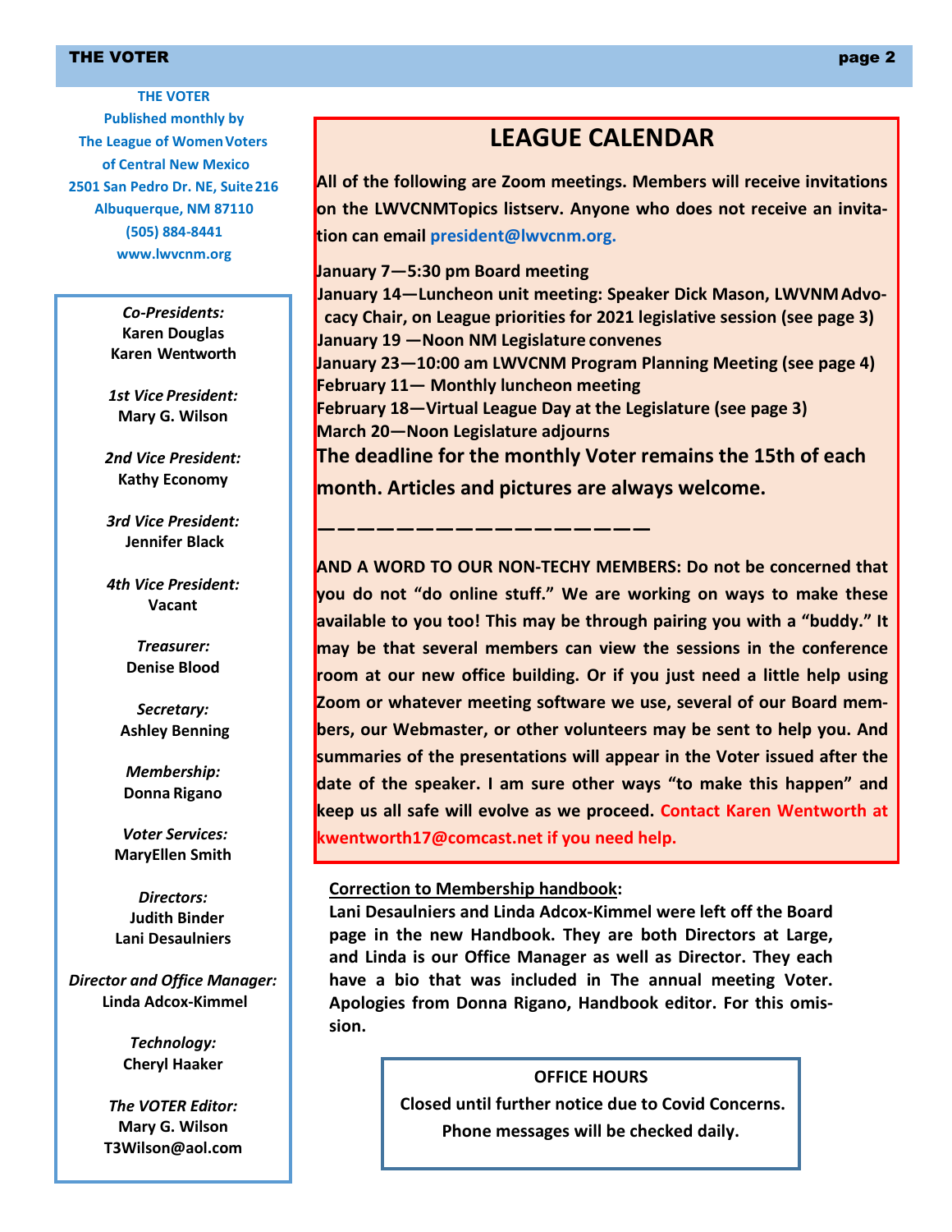**THE VOTER**
**Published monthly by**
**The League of Women Voters**
**of Central New Mexico**
**2501 San Pedro Dr. NE, Suite 216**
**Albuquerque, NM 87110**
**(505) 884-8441**
**www.lwvcnm.org**

*Co-Presidents:*
**Karen Douglas**
**Karen Wentworth**

*1st Vice President:*
**Mary G. Wilson**

*2nd Vice President:*
**Kathy Economy**

*3rd Vice President:*
**Jennifer Black**

*4th Vice President:*
**Vacant**

*Treasurer:*
**Denise Blood**

*Secretary:*
**Ashley Benning**

*Membership:*
**Donna Rigano**

*Voter Services:*
**MaryEllen Smith**

*Directors:*
**Judith Binder**
**Lani Desaulniers**

*Director and Office Manager:*
**Linda Adcox-Kimmel**

*Technology:*
**Cheryl Haaker**

*The VOTER Editor:*
**Mary G. Wilson**
**T3Wilson@aol.com**

## LEAGUE CALENDAR

**All of the following are Zoom meetings. Members will receive invitations on the LWVCNMTopics listserv. Anyone who does not receive an invitation can email president@lwvcnm.org.**

**January 7—5:30 pm Board meeting**
**January 14—Luncheon unit meeting: Speaker Dick Mason, LWVNM Advocacy Chair, on League priorities for 2021 legislative session (see page 3)**
**January 19 —Noon NM Legislature convenes**
**January 23—10:00 am LWVCNM Program Planning Meeting (see page 4)**
**February 11— Monthly luncheon meeting**
**February 18—Virtual League Day at the Legislature (see page 3)**
**March 20—Noon Legislature adjourns**

**The deadline for the monthly Voter remains the 15th of each month. Articles and pictures are always welcome.**

**——————————————————**

**AND A WORD TO OUR NON-TECHY MEMBERS: Do not be concerned that you do not "do online stuff." We are working on ways to make these available to you too! This may be through pairing you with a "buddy." It may be that several members can view the sessions in the conference room at our new office building. Or if you just need a little help using Zoom or whatever meeting software we use, several of our Board members, our Webmaster, or other volunteers may be sent to help you. And summaries of the presentations will appear in the Voter issued after the date of the speaker. I am sure other ways "to make this happen" and keep us all safe will evolve as we proceed. Contact Karen Wentworth at kwentworth17@comcast.net if you need help.**

**Correction to Membership handbook:**
**Lani Desaulniers and Linda Adcox-Kimmel were left off the Board page in the new Handbook. They are both Directors at Large, and Linda is our Office Manager as well as Director. They each have a bio that was included in The annual meeting Voter. Apologies from Donna Rigano, Handbook editor. For this omission.**

**OFFICE HOURS**
**Closed until further notice due to Covid Concerns.**
**Phone messages will be checked daily.**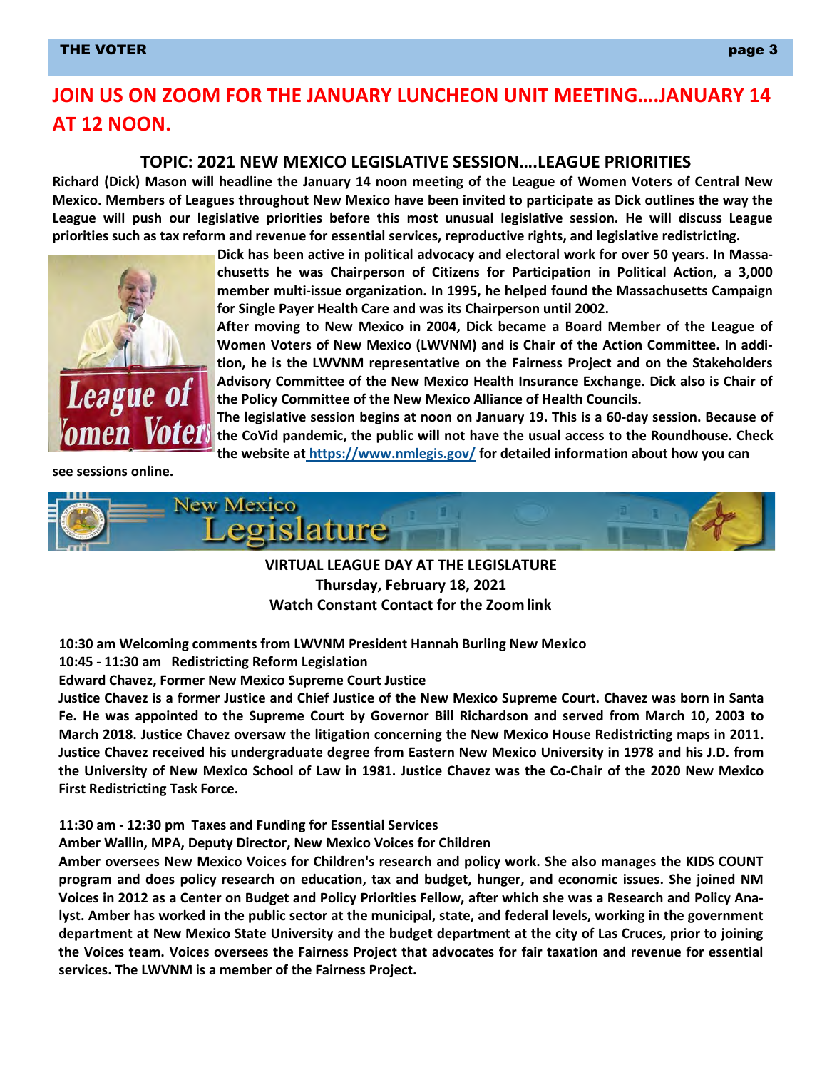## JOIN US ON ZOOM FOR THE JANUARY LUNCHEON UNIT MEETING….JANUARY 14 AT 12 NOON.

### TOPIC: 2021 NEW MEXICO LEGISLATIVE SESSION….LEAGUE PRIORITIES

**Richard (Dick) Mason will headline the January 14 noon meeting of the League of Women Voters of Central New Mexico. Members of Leagues throughout New Mexico have been invited to participate as Dick outlines the way the League will push our legislative priorities before this most unusual legislative session. He will discuss League priorities such as tax reform and revenue for essential services, reproductive rights, and legislative redistricting.**

**Dick has been active in political advocacy and electoral work for over 50 years. In Massachusetts he was Chairperson of Citizens for Participation in Political Action, a 3,000 member multi-issue organization. In 1995, he helped found the Massachusetts Campaign for Single Payer Health Care and was its Chairperson until 2002.**

**After moving to New Mexico in 2004, Dick became a Board Member of the League of Women Voters of New Mexico (LWVNM) and is Chair of the Action Committee. In addition, he is the LWVNM representative on the Fairness Project and on the Stakeholders Advisory Committee of the New Mexico Health Insurance Exchange. Dick also is Chair of the Policy Committee of the New Mexico Alliance of Health Councils.**

**The legislative session begins at noon on January 19. This is a 60-day session. Because of the CoVid pandemic, the public will not have the usual access to the Roundhouse. Check the website at https://www.nmlegis.gov/ for detailed information about how you can see sessions online.**

**VIRTUAL LEAGUE DAY AT THE LEGISLATURE**
**Thursday, February 18, 2021**
**Watch Constant Contact for the Zoom link**

**10:30 am Welcoming comments from LWVNM President Hannah Burling New Mexico**

**10:45 - 11:30 am Redistricting Reform Legislation**

**Edward Chavez, Former New Mexico Supreme Court Justice**

**Justice Chavez is a former Justice and Chief Justice of the New Mexico Supreme Court. Chavez was born in Santa Fe. He was appointed to the Supreme Court by Governor Bill Richardson and served from March 10, 2003 to March 2018. Justice Chavez oversaw the litigation concerning the New Mexico House Redistricting maps in 2011. Justice Chavez received his undergraduate degree from Eastern New Mexico University in 1978 and his J.D. from the University of New Mexico School of Law in 1981. Justice Chavez was the Co-Chair of the 2020 New Mexico First Redistricting Task Force.**

**11:30 am - 12:30 pm Taxes and Funding for Essential Services**

**Amber Wallin, MPA, Deputy Director, New Mexico Voices for Children**

**Amber oversees New Mexico Voices for Children's research and policy work. She also manages the KIDS COUNT program and does policy research on education, tax and budget, hunger, and economic issues. She joined NM Voices in 2012 as a Center on Budget and Policy Priorities Fellow, after which she was a Research and Policy Analyst. Amber has worked in the public sector at the municipal, state, and federal levels, working in the government department at New Mexico State University and the budget department at the city of Las Cruces, prior to joining the Voices team. Voices oversees the Fairness Project that advocates for fair taxation and revenue for essential services. The LWVNM is a member of the Fairness Project.**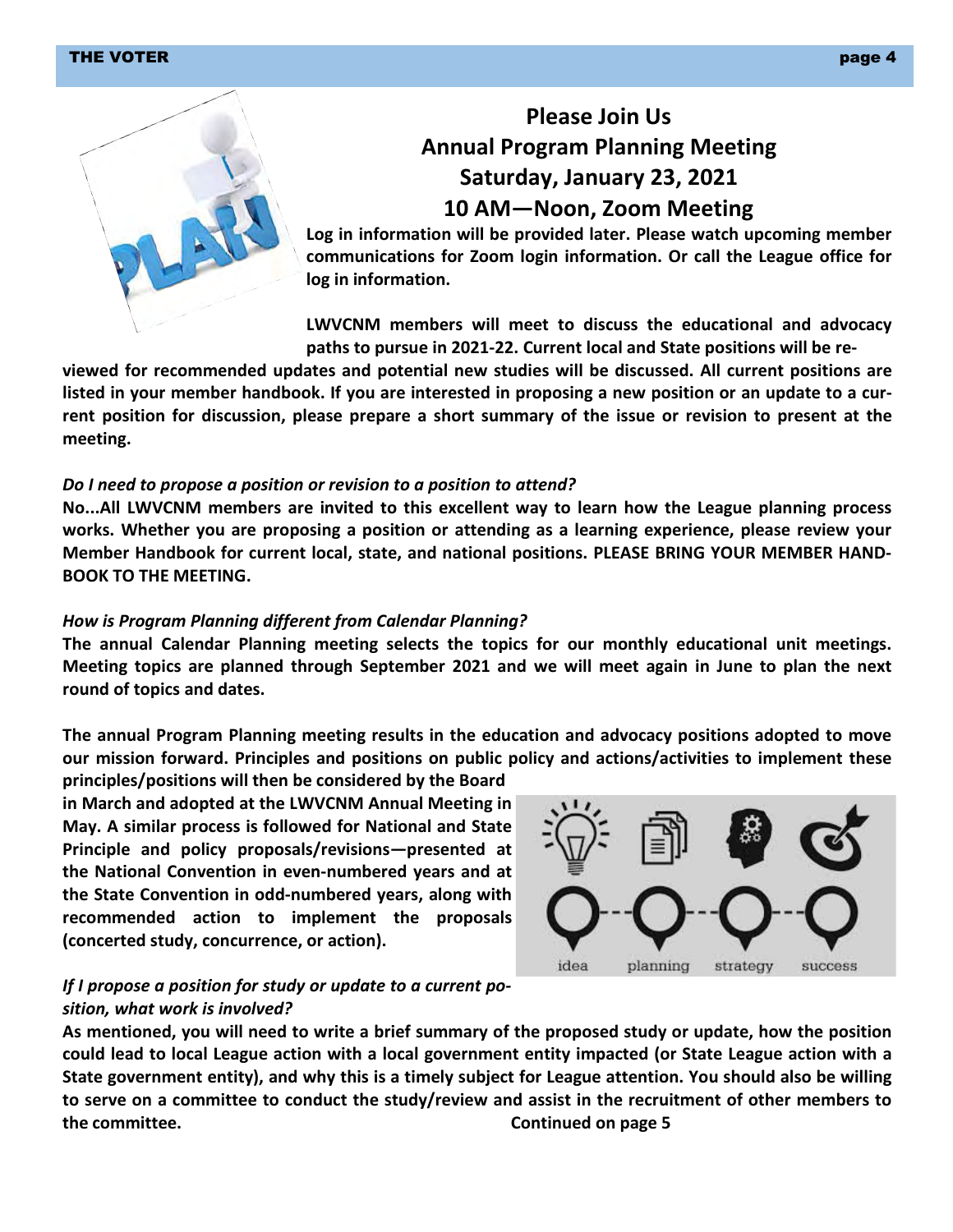# Please Join Us
# Annual Program Planning Meeting
# Saturday, January 23, 2021
# 10 AM—Noon, Zoom Meeting

**Log in information will be provided later. Please watch upcoming member communications for Zoom login information. Or call the League office for log in information.**

**LWVCNM members will meet to discuss the educational and advocacy paths to pursue in 2021-22. Current local and State positions will be reviewed for recommended updates and potential new studies will be discussed. All current positions are listed in your member handbook. If you are interested in proposing a new position or an update to a current position for discussion, please prepare a short summary of the issue or revision to present at the meeting.**

***Do I need to propose a position or revision to a position to attend?***

**No...All LWVCNM members are invited to this excellent way to learn how the League planning process works. Whether you are proposing a position or attending as a learning experience, please review your Member Handbook for current local, state, and national positions. PLEASE BRING YOUR MEMBER HANDBOOK TO THE MEETING.**

***How is Program Planning different from Calendar Planning?***

**The annual Calendar Planning meeting selects the topics for our monthly educational unit meetings. Meeting topics are planned through September 2021 and we will meet again in June to plan the next round of topics and dates.**

**The annual Program Planning meeting results in the education and advocacy positions adopted to move our mission forward. Principles and positions on public policy and actions/activities to implement these principles/positions will then be considered by the Board in March and adopted at the LWVCNM Annual Meeting in May. A similar process is followed for National and State Principle and policy proposals/revisions—presented at the National Convention in even-numbered years and at the State Convention in odd-numbered years, along with recommended action to implement the proposals (concerted study, concurrence, or action).**

***If I propose a position for study or update to a current position, what work is involved?***

**As mentioned, you will need to write a brief summary of the proposed study or update, how the position could lead to local League action with a local government entity impacted (or State League action with a State government entity), and why this is a timely subject for League attention. You should also be willing to serve on a committee to conduct the study/review and assist in the recruitment of other members to the committee.**

**Continued on page 5**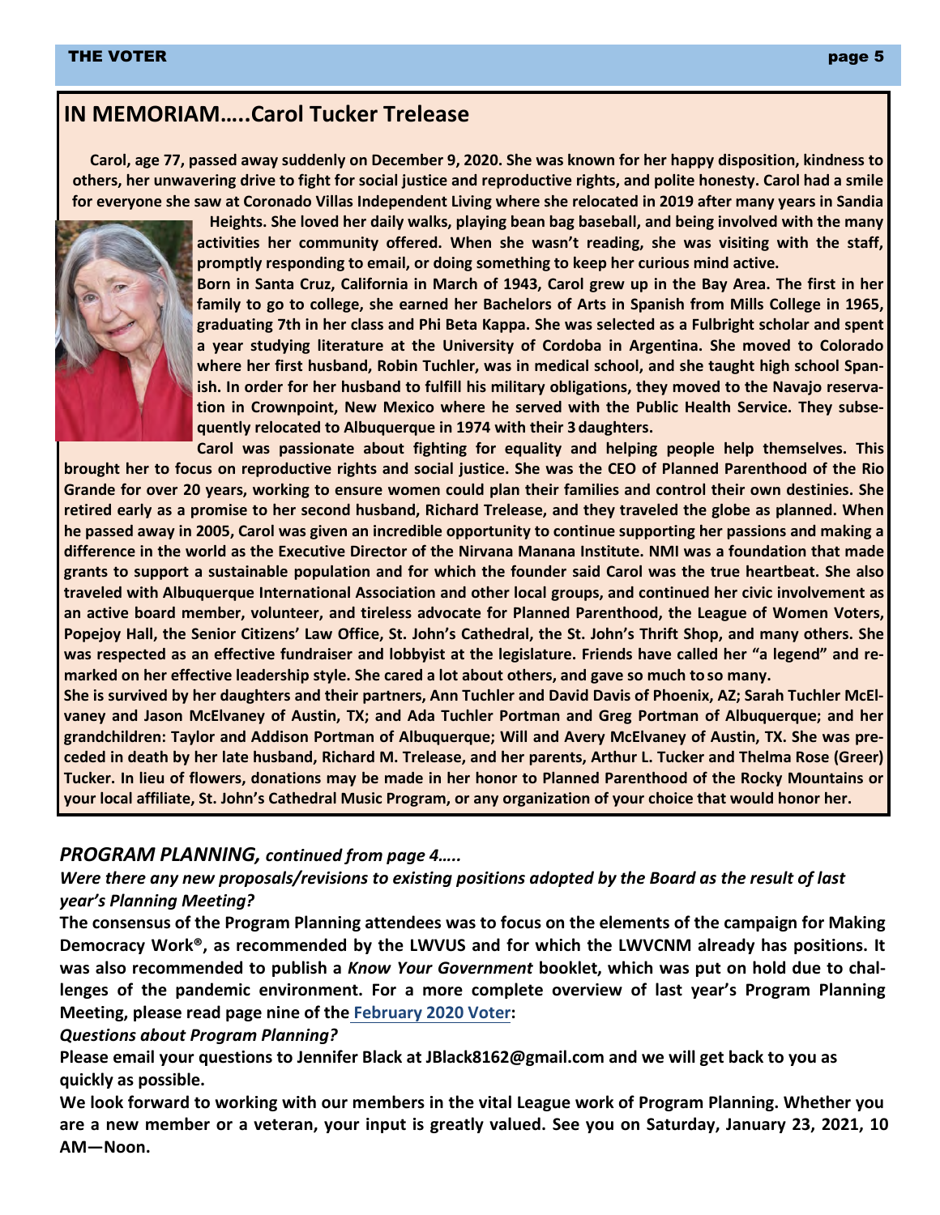## IN MEMORIAM…..Carol Tucker Trelease

**Carol, age 77, passed away suddenly on December 9, 2020. She was known for her happy disposition, kindness to others, her unwavering drive to fight for social justice and reproductive rights, and polite honesty. Carol had a smile for everyone she saw at Coronado Villas Independent Living where she relocated in 2019 after many years in Sandia Heights. She loved her daily walks, playing bean bag baseball, and being involved with the many activities her community offered. When she wasn't reading, she was visiting with the staff, promptly responding to email, or doing something to keep her curious mind active.**

**Born in Santa Cruz, California in March of 1943, Carol grew up in the Bay Area. The first in her family to go to college, she earned her Bachelors of Arts in Spanish from Mills College in 1965, graduating 7th in her class and Phi Beta Kappa. She was selected as a Fulbright scholar and spent a year studying literature at the University of Cordoba in Argentina. She moved to Colorado where her first husband, Robin Tuchler, was in medical school, and she taught high school Spanish. In order for her husband to fulfill his military obligations, they moved to the Navajo reservation in Crownpoint, New Mexico where he served with the Public Health Service. They subsequently relocated to Albuquerque in 1974 with their 3 daughters.**

**Carol was passionate about fighting for equality and helping people help themselves. This brought her to focus on reproductive rights and social justice. She was the CEO of Planned Parenthood of the Rio Grande for over 20 years, working to ensure women could plan their families and control their own destinies. She retired early as a promise to her second husband, Richard Trelease, and they traveled the globe as planned. When he passed away in 2005, Carol was given an incredible opportunity to continue supporting her passions and making a difference in the world as the Executive Director of the Nirvana Manana Institute. NMI was a foundation that made grants to support a sustainable population and for which the founder said Carol was the true heartbeat. She also traveled with Albuquerque International Association and other local groups, and continued her civic involvement as an active board member, volunteer, and tireless advocate for Planned Parenthood, the League of Women Voters, Popejoy Hall, the Senior Citizens' Law Office, St. John's Cathedral, the St. John's Thrift Shop, and many others. She was respected as an effective fundraiser and lobbyist at the legislature. Friends have called her "a legend" and remarked on her effective leadership style. She cared a lot about others, and gave so much to so many.**

**She is survived by her daughters and their partners, Ann Tuchler and David Davis of Phoenix, AZ; Sarah Tuchler McElvaney and Jason McElvaney of Austin, TX; and Ada Tuchler Portman and Greg Portman of Albuquerque; and her grandchildren: Taylor and Addison Portman of Albuquerque; Will and Avery McElvaney of Austin, TX. She was preceded in death by her late husband, Richard M. Trelease, and her parents, Arthur L. Tucker and Thelma Rose (Greer) Tucker. In lieu of flowers, donations may be made in her honor to Planned Parenthood of the Rocky Mountains or your local affiliate, St. John's Cathedral Music Program, or any organization of your choice that would honor her.**

### *PROGRAM PLANNING, continued from page 4…..*

***Were there any new proposals/revisions to existing positions adopted by the Board as the result of last year's Planning Meeting?***

**The consensus of the Program Planning attendees was to focus on the elements of the campaign for Making Democracy Work®, as recommended by the LWVUS and for which the LWVCNM already has positions. It was also recommended to publish a *Know Your Government* booklet, which was put on hold due to challenges of the pandemic environment. For a more complete overview of last year's Program Planning Meeting, please read page nine of the February 2020 Voter:**

***Questions about Program Planning?***

**Please email your questions to Jennifer Black at JBlack8162@gmail.com and we will get back to you as quickly as possible.**

**We look forward to working with our members in the vital League work of Program Planning. Whether you are a new member or a veteran, your input is greatly valued. See you on Saturday, January 23, 2021, 10 AM—Noon.**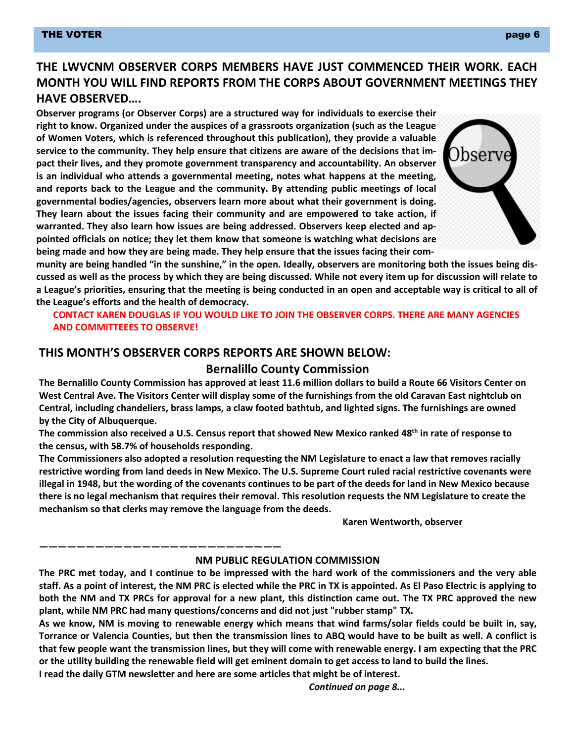## THE LWVCNM OBSERVER CORPS MEMBERS HAVE JUST COMMENCED THEIR WORK. EACH MONTH YOU WILL FIND REPORTS FROM THE CORPS ABOUT GOVERNMENT MEETINGS THEY HAVE OBSERVED….

**Observer programs (or Observer Corps) are a structured way for individuals to exercise their right to know. Organized under the auspices of a grassroots organization (such as the League of Women Voters, which is referenced throughout this publication), they provide a valuable service to the community. They help ensure that citizens are aware of the decisions that impact their lives, and they promote government transparency and accountability. An observer is an individual who attends a governmental meeting, notes what happens at the meeting, and reports back to the League and the community. By attending public meetings of local governmental bodies/agencies, observers learn more about what their government is doing. They learn about the issues facing their community and are empowered to take action, if warranted. They also learn how issues are being addressed. Observers keep elected and appointed officials on notice; they let them know that someone is watching what decisions are being made and how they are being made. They help ensure that the issues facing their community are being handled "in the sunshine," in the open. Ideally, observers are monitoring both the issues being discussed as well as the process by which they are being discussed. While not every item up for discussion will relate to a League's priorities, ensuring that the meeting is being conducted in an open and acceptable way is critical to all of the League's efforts and the health of democracy.**

**CONTACT KAREN DOUGLAS IF YOU WOULD LIKE TO JOIN THE OBSERVER CORPS. THERE ARE MANY AGENCIES AND COMMITTEEES TO OBSERVE!**

## THIS MONTH'S OBSERVER CORPS REPORTS ARE SHOWN BELOW:

### Bernalillo County Commission

**The Bernalillo County Commission has approved at least 11.6 million dollars to build a Route 66 Visitors Center on West Central Ave. The Visitors Center will display some of the furnishings from the old Caravan East nightclub on Central, including chandeliers, brass lamps, a claw footed bathtub, and lighted signs. The furnishings are owned by the City of Albuquerque.**

**The commission also received a U.S. Census report that showed New Mexico ranked 48th in rate of response to the census, with 58.7% of households responding.**

**The Commissioners also adopted a resolution requesting the NM Legislature to enact a law that removes racially restrictive wording from land deeds in New Mexico. The U.S. Supreme Court ruled racial restrictive covenants were illegal in 1948, but the wording of the covenants continues to be part of the deeds for land in New Mexico because there is no legal mechanism that requires their removal. This resolution requests the NM Legislature to create the mechanism so that clerks may remove the language from the deeds.**

**Karen Wentworth, observer**

———————————————————————————

### NM PUBLIC REGULATION COMMISSION

**The PRC met today, and I continue to be impressed with the hard work of the commissioners and the very able staff. As a point of interest, the NM PRC is elected while the PRC in TX is appointed. As El Paso Electric is applying to both the NM and TX PRCs for approval for a new plant, this distinction came out. The TX PRC approved the new plant, while NM PRC had many questions/concerns and did not just "rubber stamp" TX.**

**As we know, NM is moving to renewable energy which means that wind farms/solar fields could be built in, say, Torrance or Valencia Counties, but then the transmission lines to ABQ would have to be built as well. A conflict is that few people want the transmission lines, but they will come with renewable energy. I am expecting that the PRC or the utility building the renewable field will get eminent domain to get access to land to build the lines.**

**I read the daily GTM newsletter and here are some articles that might be of interest.**

***Continued on page 8...***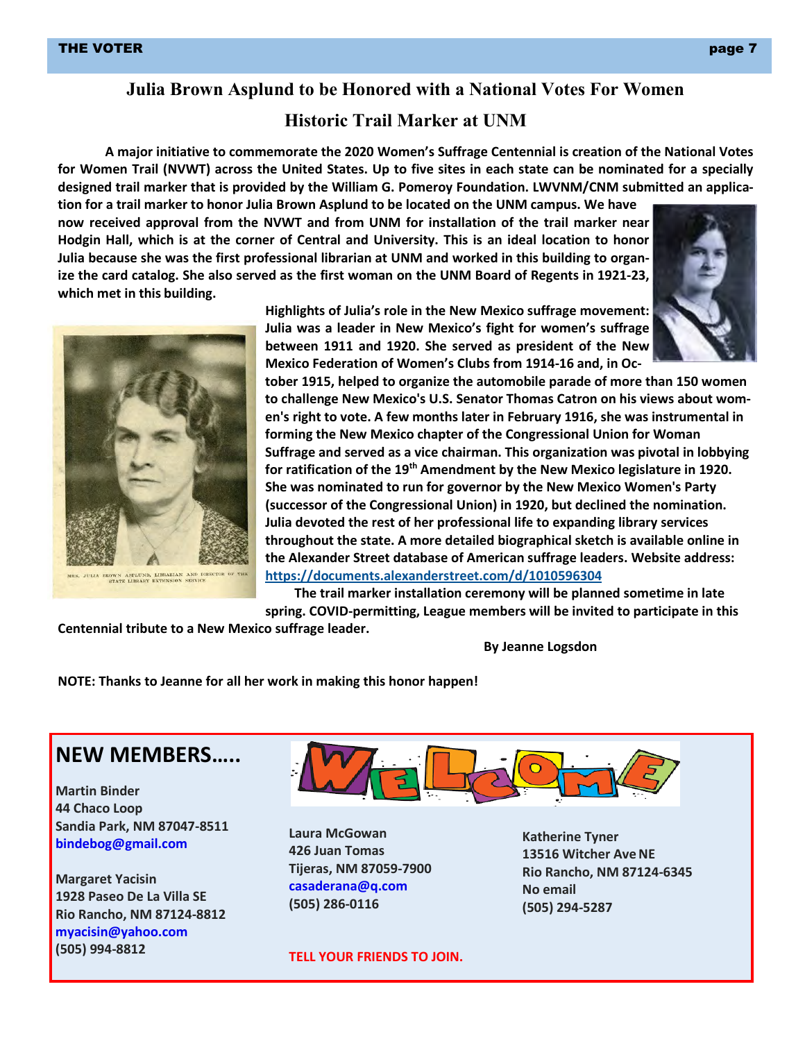# Julia Brown Asplund to be Honored with a National Votes For Women Historic Trail Marker at UNM

**A major initiative to commemorate the 2020 Women's Suffrage Centennial is creation of the National Votes for Women Trail (NVWT) across the United States. Up to five sites in each state can be nominated for a specially designed trail marker that is provided by the William G. Pomeroy Foundation. LWVNM/CNM submitted an application for a trail marker to honor Julia Brown Asplund to be located on the UNM campus. We have now received approval from the NVWT and from UNM for installation of the trail marker near Hodgin Hall, which is at the corner of Central and University. This is an ideal location to honor Julia because she was the first professional librarian at UNM and worked in this building to organize the card catalog. She also served as the first woman on the UNM Board of Regents in 1921-23, which met in this building.**

MRS. JULIA BROWN ASPLUND, LIBRARIAN AND DIRECTOR OF THE STATE LIBRARY EXTENSION SERVICE

**Highlights of Julia's role in the New Mexico suffrage movement: Julia was a leader in New Mexico's fight for women's suffrage between 1911 and 1920. She served as president of the New Mexico Federation of Women's Clubs from 1914-16 and, in October 1915, helped to organize the automobile parade of more than 150 women to challenge New Mexico's U.S. Senator Thomas Catron on his views about women's right to vote. A few months later in February 1916, she was instrumental in forming the New Mexico chapter of the Congressional Union for Woman Suffrage and served as a vice chairman. This organization was pivotal in lobbying for ratification of the 19th Amendment by the New Mexico legislature in 1920. She was nominated to run for governor by the New Mexico Women's Party (successor of the Congressional Union) in 1920, but declined the nomination. Julia devoted the rest of her professional life to expanding library services throughout the state. A more detailed biographical sketch is available online in the Alexander Street database of American suffrage leaders. Website address: https://documents.alexanderstreet.com/d/1010596304**

**The trail marker installation ceremony will be planned sometime in late spring. COVID-permitting, League members will be invited to participate in this Centennial tribute to a New Mexico suffrage leader.**

**By Jeanne Logsdon**

**NOTE: Thanks to Jeanne for all her work in making this honor happen!**

## NEW MEMBERS.....

WELCOME

**Martin Binder**
**44 Chaco Loop**
**Sandia Park, NM 87047-8511**
**bindebog@gmail.com**

**Margaret Yacisin**
**1928 Paseo De La Villa SE**
**Rio Rancho, NM 87124-8812**
**myacisin@yahoo.com**
**(505) 994-8812**

**Laura McGowan**
**426 Juan Tomas**
**Tijeras, NM 87059-7900**
**casaderana@q.com**
**(505) 286-0116**

**Katherine Tyner**
**13516 Witcher Ave NE**
**Rio Rancho, NM 87124-6345**
**No email**
**(505) 294-5287**

**TELL YOUR FRIENDS TO JOIN.**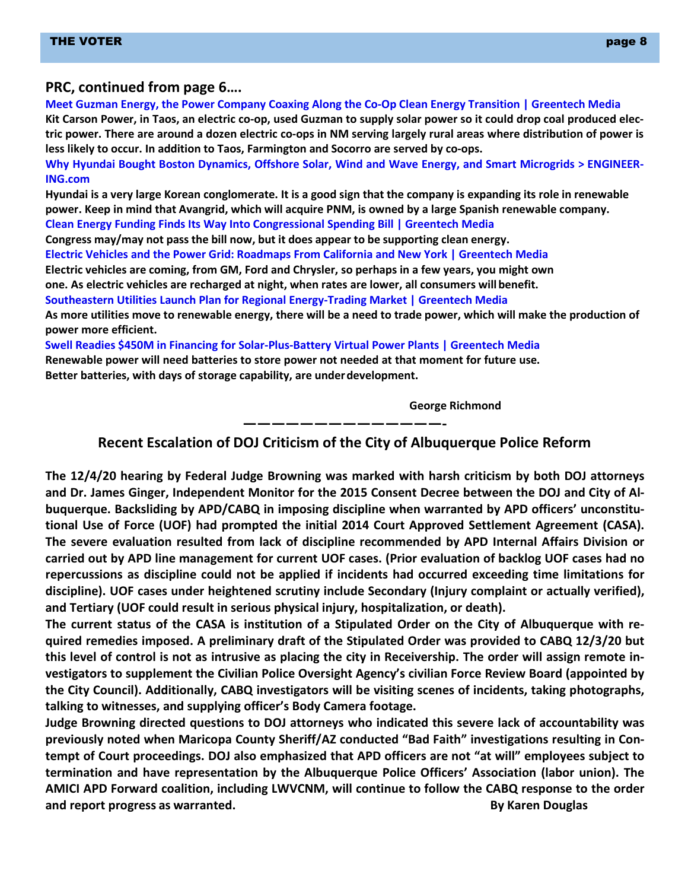## PRC, continued from page 6….

**Meet Guzman Energy, the Power Company Coaxing Along the Co-Op Clean Energy Transition | Greentech Media**

**Kit Carson Power, in Taos, an electric co-op, used Guzman to supply solar power so it could drop coal produced electric power. There are around a dozen electric co-ops in NM serving largely rural areas where distribution of power is less likely to occur. In addition to Taos, Farmington and Socorro are served by co-ops.**

**Why Hyundai Bought Boston Dynamics, Offshore Solar, Wind and Wave Energy, and Smart Microgrids > ENGINEERING.com**

**Hyundai is a very large Korean conglomerate. It is a good sign that the company is expanding its role in renewable power. Keep in mind that Avangrid, which will acquire PNM, is owned by a large Spanish renewable company.**

**Clean Energy Funding Finds Its Way Into Congressional Spending Bill | Greentech Media**

**Congress may/may not pass the bill now, but it does appear to be supporting clean energy.**

**Electric Vehicles and the Power Grid: Roadmaps From California and New York | Greentech Media**

**Electric vehicles are coming, from GM, Ford and Chrysler, so perhaps in a few years, you might own one. As electric vehicles are recharged at night, when rates are lower, all consumers will benefit.**

**Southeastern Utilities Launch Plan for Regional Energy-Trading Market | Greentech Media**

**As more utilities move to renewable energy, there will be a need to trade power, which will make the production of power more efficient.**

**Swell Readies $450M in Financing for Solar-Plus-Battery Virtual Power Plants | Greentech Media**

**Renewable power will need batteries to store power not needed at that moment for future use. Better batteries, with days of storage capability, are under development.**

**George Richmond**

———————————————-

## Recent Escalation of DOJ Criticism of the City of Albuquerque Police Reform

**The 12/4/20 hearing by Federal Judge Browning was marked with harsh criticism by both DOJ attorneys and Dr. James Ginger, Independent Monitor for the 2015 Consent Decree between the DOJ and City of Albuquerque. Backsliding by APD/CABQ in imposing discipline when warranted by APD officers' unconstitutional Use of Force (UOF) had prompted the initial 2014 Court Approved Settlement Agreement (CASA). The severe evaluation resulted from lack of discipline recommended by APD Internal Affairs Division or carried out by APD line management for current UOF cases. (Prior evaluation of backlog UOF cases had no repercussions as discipline could not be applied if incidents had occurred exceeding time limitations for discipline). UOF cases under heightened scrutiny include Secondary (Injury complaint or actually verified), and Tertiary (UOF could result in serious physical injury, hospitalization, or death).**

**The current status of the CASA is institution of a Stipulated Order on the City of Albuquerque with required remedies imposed. A preliminary draft of the Stipulated Order was provided to CABQ 12/3/20 but this level of control is not as intrusive as placing the city in Receivership. The order will assign remote investigators to supplement the Civilian Police Oversight Agency's civilian Force Review Board (appointed by the City Council). Additionally, CABQ investigators will be visiting scenes of incidents, taking photographs, talking to witnesses, and supplying officer's Body Camera footage.**

**Judge Browning directed questions to DOJ attorneys who indicated this severe lack of accountability was previously noted when Maricopa County Sheriff/AZ conducted "Bad Faith" investigations resulting in Contempt of Court proceedings. DOJ also emphasized that APD officers are not "at will" employees subject to termination and have representation by the Albuquerque Police Officers' Association (labor union). The AMICI APD Forward coalition, including LWVCNM, will continue to follow the CABQ response to the order and report progress as warranted.** **By Karen Douglas**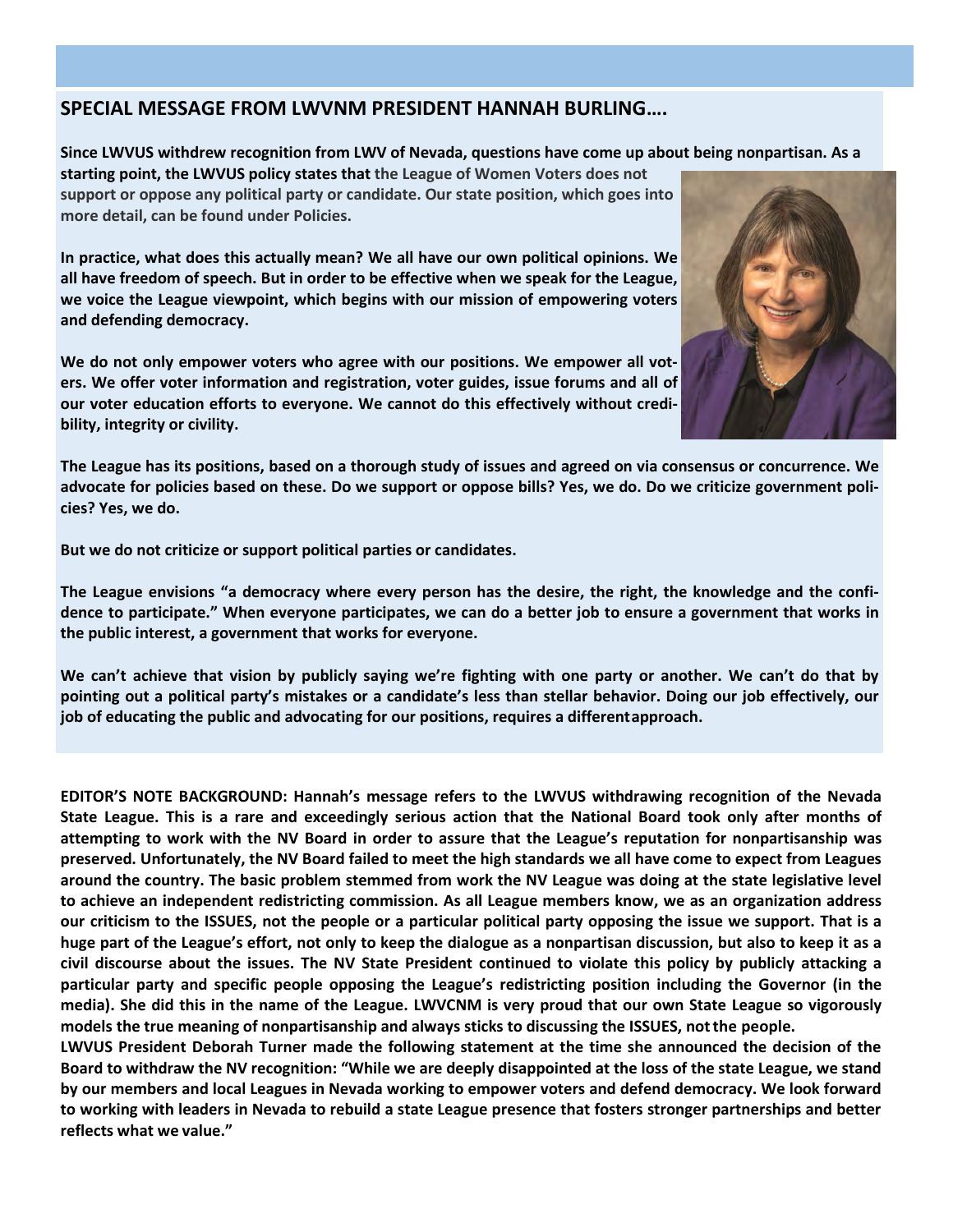## SPECIAL MESSAGE FROM LWVNM PRESIDENT HANNAH BURLING….

**Since LWVUS withdrew recognition from LWV of Nevada, questions have come up about being nonpartisan. As a starting point, the LWVUS policy states that the League of Women Voters does not support or oppose any political party or candidate. Our state position, which goes into more detail, can be found under Policies.**

**In practice, what does this actually mean? We all have our own political opinions. We all have freedom of speech. But in order to be effective when we speak for the League, we voice the League viewpoint, which begins with our mission of empowering voters and defending democracy.**

**We do not only empower voters who agree with our positions. We empower all voters. We offer voter information and registration, voter guides, issue forums and all of our voter education efforts to everyone. We cannot do this effectively without credibility, integrity or civility.**

**The League has its positions, based on a thorough study of issues and agreed on via consensus or concurrence. We advocate for policies based on these. Do we support or oppose bills? Yes, we do. Do we criticize government policies? Yes, we do.**

**But we do not criticize or support political parties or candidates.**

**The League envisions "a democracy where every person has the desire, the right, the knowledge and the confidence to participate." When everyone participates, we can do a better job to ensure a government that works in the public interest, a government that works for everyone.**

**We can't achieve that vision by publicly saying we're fighting with one party or another. We can't do that by pointing out a political party's mistakes or a candidate's less than stellar behavior. Doing our job effectively, our job of educating the public and advocating for our positions, requires a different approach.**

**EDITOR'S NOTE BACKGROUND: Hannah's message refers to the LWVUS withdrawing recognition of the Nevada State League. This is a rare and exceedingly serious action that the National Board took only after months of attempting to work with the NV Board in order to assure that the League's reputation for nonpartisanship was preserved. Unfortunately, the NV Board failed to meet the high standards we all have come to expect from Leagues around the country. The basic problem stemmed from work the NV League was doing at the state legislative level to achieve an independent redistricting commission. As all League members know, we as an organization address our criticism to the ISSUES, not the people or a particular political party opposing the issue we support. That is a huge part of the League's effort, not only to keep the dialogue as a nonpartisan discussion, but also to keep it as a civil discourse about the issues. The NV State President continued to violate this policy by publicly attacking a particular party and specific people opposing the League's redistricting position including the Governor (in the media). She did this in the name of the League. LWVCNM is very proud that our own State League so vigorously models the true meaning of nonpartisanship and always sticks to discussing the ISSUES, not the people.**

**LWVUS President Deborah Turner made the following statement at the time she announced the decision of the Board to withdraw the NV recognition: "While we are deeply disappointed at the loss of the state League, we stand by our members and local Leagues in Nevada working to empower voters and defend democracy. We look forward to working with leaders in Nevada to rebuild a state League presence that fosters stronger partnerships and better reflects what we value."**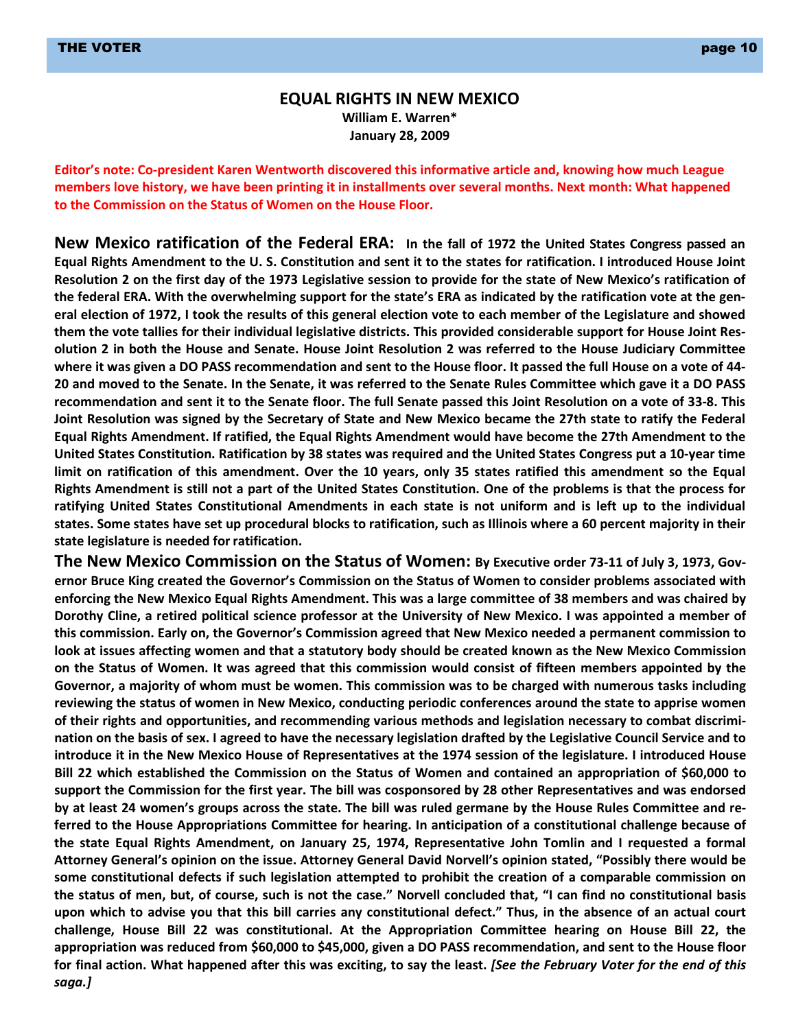## EQUAL RIGHTS IN NEW MEXICO

**William E. Warren***
**January 28, 2009**

**Editor's note: Co-president Karen Wentworth discovered this informative article and, knowing how much League members love history, we have been printing it in installments over several months. Next month: What happened to the Commission on the Status of Women on the House Floor.**

**New Mexico ratification of the Federal ERA:** **In the fall of 1972 the United States Congress passed an Equal Rights Amendment to the U. S. Constitution and sent it to the states for ratification. I introduced House Joint Resolution 2 on the first day of the 1973 Legislative session to provide for the state of New Mexico's ratification of the federal ERA. With the overwhelming support for the state's ERA as indicated by the ratification vote at the general election of 1972, I took the results of this general election vote to each member of the Legislature and showed them the vote tallies for their individual legislative districts. This provided considerable support for House Joint Resolution 2 in both the House and Senate. House Joint Resolution 2 was referred to the House Judiciary Committee where it was given a DO PASS recommendation and sent to the House floor. It passed the full House on a vote of 44-20 and moved to the Senate. In the Senate, it was referred to the Senate Rules Committee which gave it a DO PASS recommendation and sent it to the Senate floor. The full Senate passed this Joint Resolution on a vote of 33-8. This Joint Resolution was signed by the Secretary of State and New Mexico became the 27th state to ratify the Federal Equal Rights Amendment. If ratified, the Equal Rights Amendment would have become the 27th Amendment to the United States Constitution. Ratification by 38 states was required and the United States Congress put a 10-year time limit on ratification of this amendment. Over the 10 years, only 35 states ratified this amendment so the Equal Rights Amendment is still not a part of the United States Constitution. One of the problems is that the process for ratifying United States Constitutional Amendments in each state is not uniform and is left up to the individual states. Some states have set up procedural blocks to ratification, such as Illinois where a 60 percent majority in their state legislature is needed for ratification.**

**The New Mexico Commission on the Status of Women:** **By Executive order 73-11 of July 3, 1973, Governor Bruce King created the Governor's Commission on the Status of Women to consider problems associated with enforcing the New Mexico Equal Rights Amendment. This was a large committee of 38 members and was chaired by Dorothy Cline, a retired political science professor at the University of New Mexico. I was appointed a member of this commission. Early on, the Governor's Commission agreed that New Mexico needed a permanent commission to look at issues affecting women and that a statutory body should be created known as the New Mexico Commission on the Status of Women. It was agreed that this commission would consist of fifteen members appointed by the Governor, a majority of whom must be women. This commission was to be charged with numerous tasks including reviewing the status of women in New Mexico, conducting periodic conferences around the state to apprise women of their rights and opportunities, and recommending various methods and legislation necessary to combat discrimination on the basis of sex. I agreed to have the necessary legislation drafted by the Legislative Council Service and to introduce it in the New Mexico House of Representatives at the 1974 session of the legislature. I introduced House Bill 22 which established the Commission on the Status of Women and contained an appropriation of $60,000 to support the Commission for the first year. The bill was cosponsored by 28 other Representatives and was endorsed by at least 24 women's groups across the state. The bill was ruled germane by the House Rules Committee and referred to the House Appropriations Committee for hearing. In anticipation of a constitutional challenge because of the state Equal Rights Amendment, on January 25, 1974, Representative John Tomlin and I requested a formal Attorney General's opinion on the issue. Attorney General David Norvell's opinion stated, "Possibly there would be some constitutional defects if such legislation attempted to prohibit the creation of a comparable commission on the status of men, but, of course, such is not the case." Norvell concluded that, "I can find no constitutional basis upon which to advise you that this bill carries any constitutional defect." Thus, in the absence of an actual court challenge, House Bill 22 was constitutional. At the Appropriation Committee hearing on House Bill 22, the appropriation was reduced from $60,000 to $45,000, given a DO PASS recommendation, and sent to the House floor for final action. What happened after this was exciting, to say the least.** ***[See the February Voter for the end of this saga.]***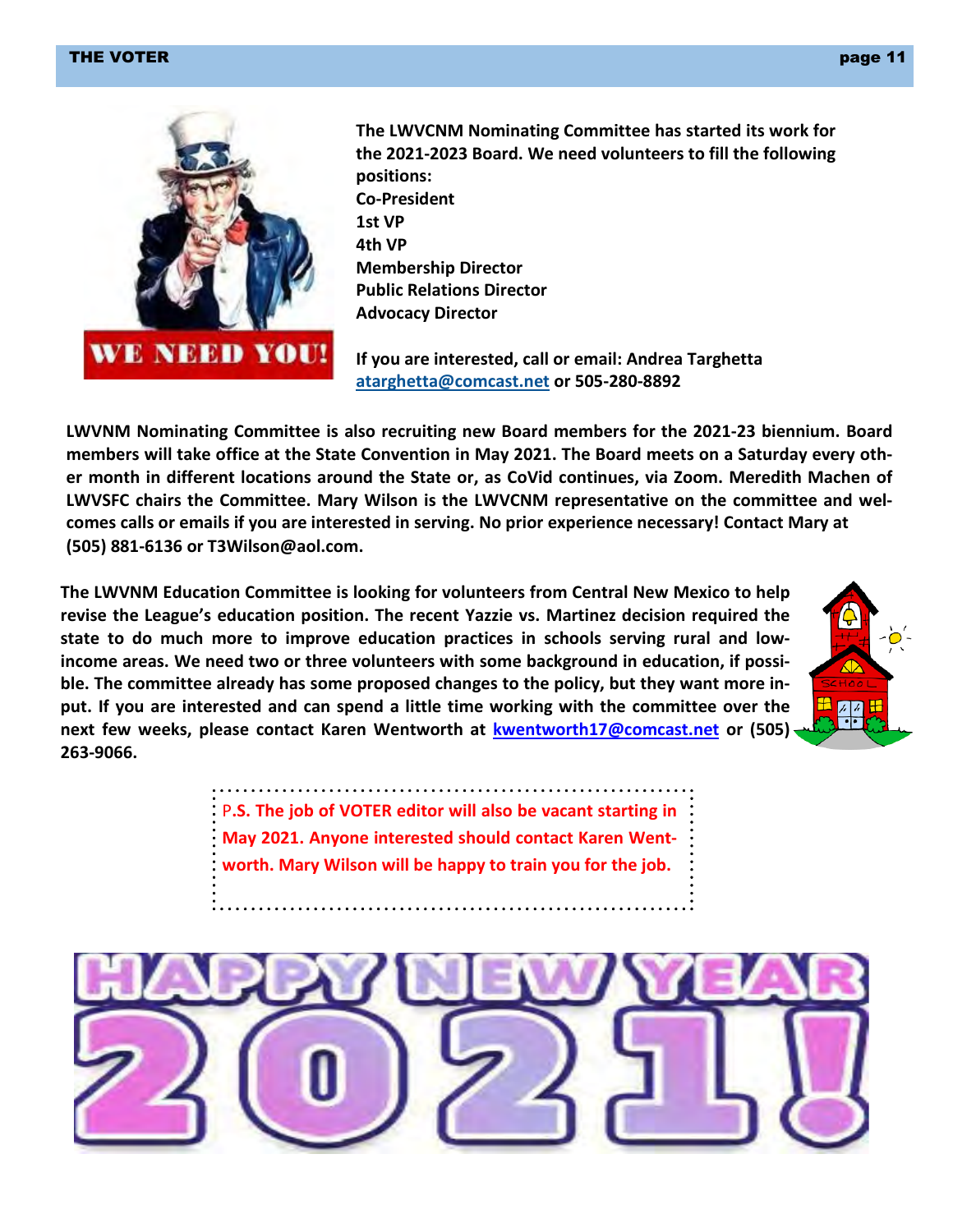**The LWVCNM Nominating Committee has started its work for the 2021-2023 Board. We need volunteers to fill the following positions:**

**Co-President**
**1st VP**
**4th VP**
**Membership Director**
**Public Relations Director**
**Advocacy Director**

**If you are interested, call or email: Andrea Targhetta atarghetta@comcast.net or 505-280-8892**

**LWVNM Nominating Committee is also recruiting new Board members for the 2021-23 biennium. Board members will take office at the State Convention in May 2021. The Board meets on a Saturday every other month in different locations around the State or, as CoVid continues, via Zoom. Meredith Machen of LWVSFC chairs the Committee. Mary Wilson is the LWVCNM representative on the committee and welcomes calls or emails if you are interested in serving. No prior experience necessary! Contact Mary at (505) 881-6136 or T3Wilson@aol.com.**

**The LWVNM Education Committee is looking for volunteers from Central New Mexico to help revise the League's education position. The recent Yazzie vs. Martinez decision required the state to do much more to improve education practices in schools serving rural and low-income areas. We need two or three volunteers with some background in education, if possible. The committee already has some proposed changes to the policy, but they want more input. If you are interested and can spend a little time working with the committee over the next few weeks, please contact Karen Wentworth at kwentworth17@comcast.net or (505) 263-9066.**

**P.S. The job of VOTER editor will also be vacant starting in May 2021. Anyone interested should contact Karen Wentworth. Mary Wilson will be happy to train you for the job.**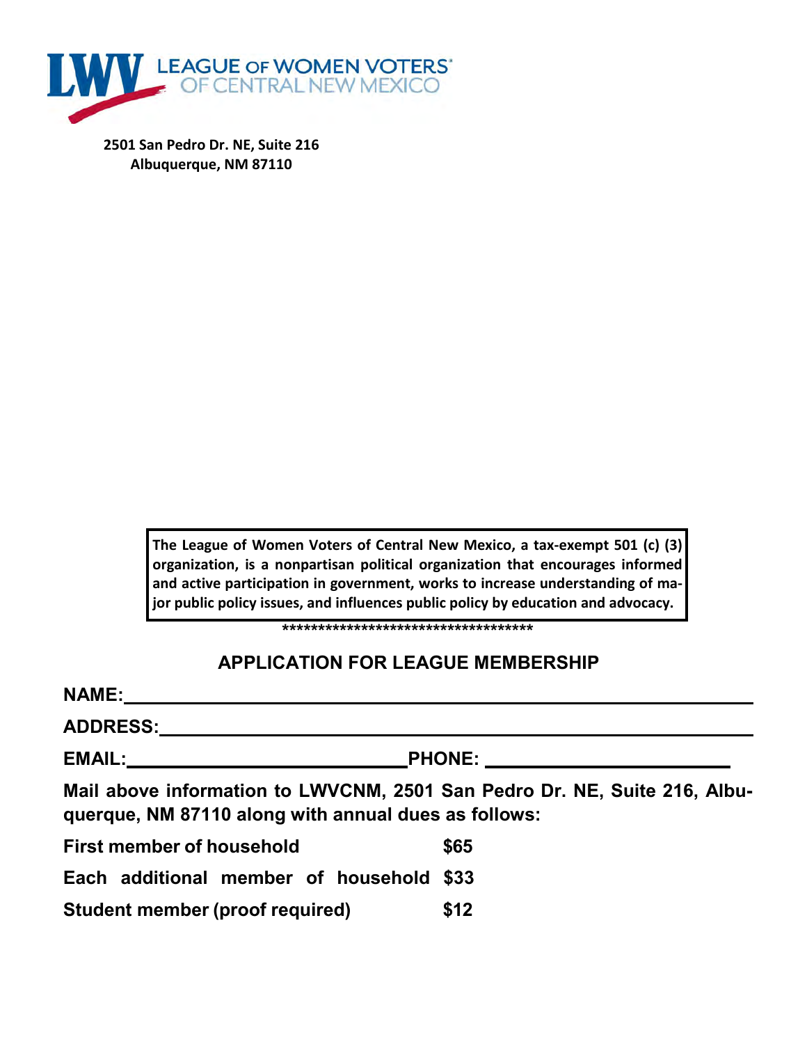LEAGUE OF WOMEN VOTERS® OF CENTRAL NEW MEXICO

**2501 San Pedro Dr. NE, Suite 216**
**Albuquerque, NM 87110**

**The League of Women Voters of Central New Mexico, a tax-exempt 501 (c) (3) organization, is a nonpartisan political organization that encourages informed and active participation in government, works to increase understanding of major public policy issues, and influences public policy by education and advocacy.**

***********************************

## APPLICATION FOR LEAGUE MEMBERSHIP

**NAME:**\_\_\_\_\_\_\_\_\_\_\_\_\_\_\_\_\_\_\_\_\_\_\_\_\_\_\_\_\_\_\_\_\_\_\_\_\_\_\_\_\_\_\_\_\_\_\_\_

**ADDRESS:**\_\_\_\_\_\_\_\_\_\_\_\_\_\_\_\_\_\_\_\_\_\_\_\_\_\_\_\_\_\_\_\_\_\_\_\_\_\_\_\_\_\_\_\_

**EMAIL:**\_\_\_\_\_\_\_\_\_\_\_\_\_\_\_\_\_\_\_\_\_\_\_\_ **PHONE:** \_\_\_\_\_\_\_\_\_\_\_\_\_\_\_\_\_\_\_\_

**Mail above information to LWVCNM, 2501 San Pedro Dr. NE, Suite 216, Albuquerque, NM 87110 along with annual dues as follows:**

| | |
|---|---|
| **First member of household** | **$65** |
| **Each additional member of household** | **$33** |
| **Student member (proof required)** | **$12** |